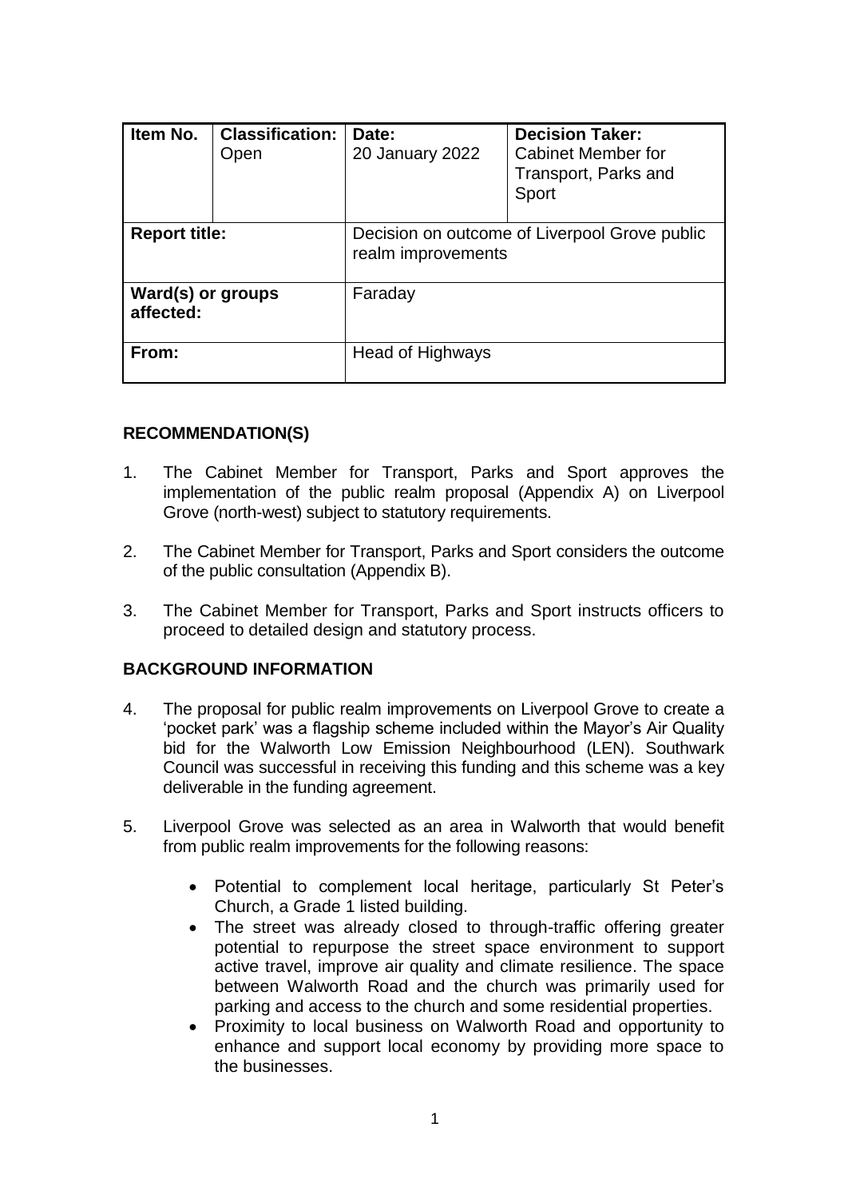| Item No. | Classification: Open | Date: 20 January 2022 | Decision Taker: Cabinet Member for Transport, Parks and Sport |
|---|---|---|---|
| **Report title:** | | Decision on outcome of Liverpool Grove public realm improvements | |
| **Ward(s) or groups affected:** | | Faraday | |
| **From:** | | Head of Highways | |

## RECOMMENDATION(S)

1. The Cabinet Member for Transport, Parks and Sport approves the implementation of the public realm proposal (Appendix A) on Liverpool Grove (north-west) subject to statutory requirements.

2. The Cabinet Member for Transport, Parks and Sport considers the outcome of the public consultation (Appendix B).

3. The Cabinet Member for Transport, Parks and Sport instructs officers to proceed to detailed design and statutory process.

## BACKGROUND INFORMATION

4. The proposal for public realm improvements on Liverpool Grove to create a 'pocket park' was a flagship scheme included within the Mayor's Air Quality bid for the Walworth Low Emission Neighbourhood (LEN). Southwark Council was successful in receiving this funding and this scheme was a key deliverable in the funding agreement.

5. Liverpool Grove was selected as an area in Walworth that would benefit from public realm improvements for the following reasons:

   - Potential to complement local heritage, particularly St Peter's Church, a Grade 1 listed building.
   - The street was already closed to through-traffic offering greater potential to repurpose the street space environment to support active travel, improve air quality and climate resilience. The space between Walworth Road and the church was primarily used for parking and access to the church and some residential properties.
   - Proximity to local business on Walworth Road and opportunity to enhance and support local economy by providing more space to the businesses.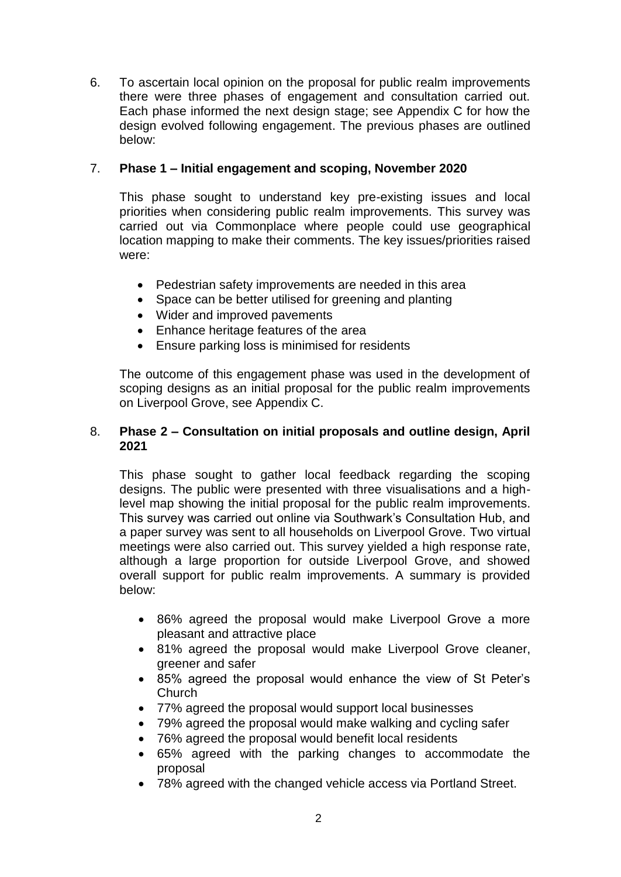6. To ascertain local opinion on the proposal for public realm improvements there were three phases of engagement and consultation carried out. Each phase informed the next design stage; see Appendix C for how the design evolved following engagement. The previous phases are outlined below:

7. **Phase 1 – Initial engagement and scoping, November 2020**

   This phase sought to understand key pre-existing issues and local priorities when considering public realm improvements. This survey was carried out via Commonplace where people could use geographical location mapping to make their comments. The key issues/priorities raised were:

   - Pedestrian safety improvements are needed in this area
   - Space can be better utilised for greening and planting
   - Wider and improved pavements
   - Enhance heritage features of the area
   - Ensure parking loss is minimised for residents

   The outcome of this engagement phase was used in the development of scoping designs as an initial proposal for the public realm improvements on Liverpool Grove, see Appendix C.

8. **Phase 2 – Consultation on initial proposals and outline design, April 2021**

   This phase sought to gather local feedback regarding the scoping designs. The public were presented with three visualisations and a high-level map showing the initial proposal for the public realm improvements. This survey was carried out online via Southwark's Consultation Hub, and a paper survey was sent to all households on Liverpool Grove. Two virtual meetings were also carried out. This survey yielded a high response rate, although a large proportion for outside Liverpool Grove, and showed overall support for public realm improvements. A summary is provided below:

   - 86% agreed the proposal would make Liverpool Grove a more pleasant and attractive place
   - 81% agreed the proposal would make Liverpool Grove cleaner, greener and safer
   - 85% agreed the proposal would enhance the view of St Peter's Church
   - 77% agreed the proposal would support local businesses
   - 79% agreed the proposal would make walking and cycling safer
   - 76% agreed the proposal would benefit local residents
   - 65% agreed with the parking changes to accommodate the proposal
   - 78% agreed with the changed vehicle access via Portland Street.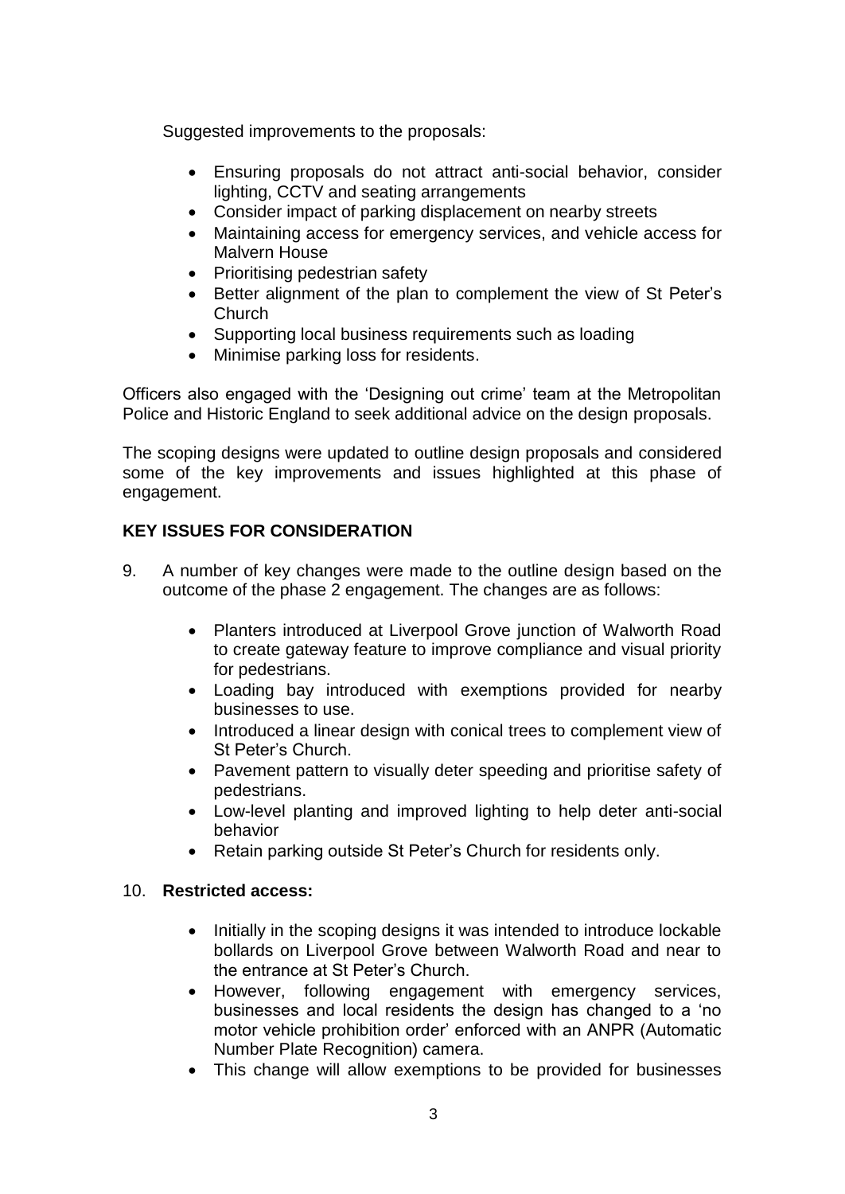Suggested improvements to the proposals:

- Ensuring proposals do not attract anti-social behavior, consider lighting, CCTV and seating arrangements
- Consider impact of parking displacement on nearby streets
- Maintaining access for emergency services, and vehicle access for Malvern House
- Prioritising pedestrian safety
- Better alignment of the plan to complement the view of St Peter's Church
- Supporting local business requirements such as loading
- Minimise parking loss for residents.

Officers also engaged with the 'Designing out crime' team at the Metropolitan Police and Historic England to seek additional advice on the design proposals.

The scoping designs were updated to outline design proposals and considered some of the key improvements and issues highlighted at this phase of engagement.

**KEY ISSUES FOR CONSIDERATION**

9. A number of key changes were made to the outline design based on the outcome of the phase 2 engagement. The changes are as follows:

   - Planters introduced at Liverpool Grove junction of Walworth Road to create gateway feature to improve compliance and visual priority for pedestrians.
   - Loading bay introduced with exemptions provided for nearby businesses to use.
   - Introduced a linear design with conical trees to complement view of St Peter's Church.
   - Pavement pattern to visually deter speeding and prioritise safety of pedestrians.
   - Low-level planting and improved lighting to help deter anti-social behavior
   - Retain parking outside St Peter's Church for residents only.

10. **Restricted access:**

   - Initially in the scoping designs it was intended to introduce lockable bollards on Liverpool Grove between Walworth Road and near to the entrance at St Peter's Church.
   - However, following engagement with emergency services, businesses and local residents the design has changed to a 'no motor vehicle prohibition order' enforced with an ANPR (Automatic Number Plate Recognition) camera.
   - This change will allow exemptions to be provided for businesses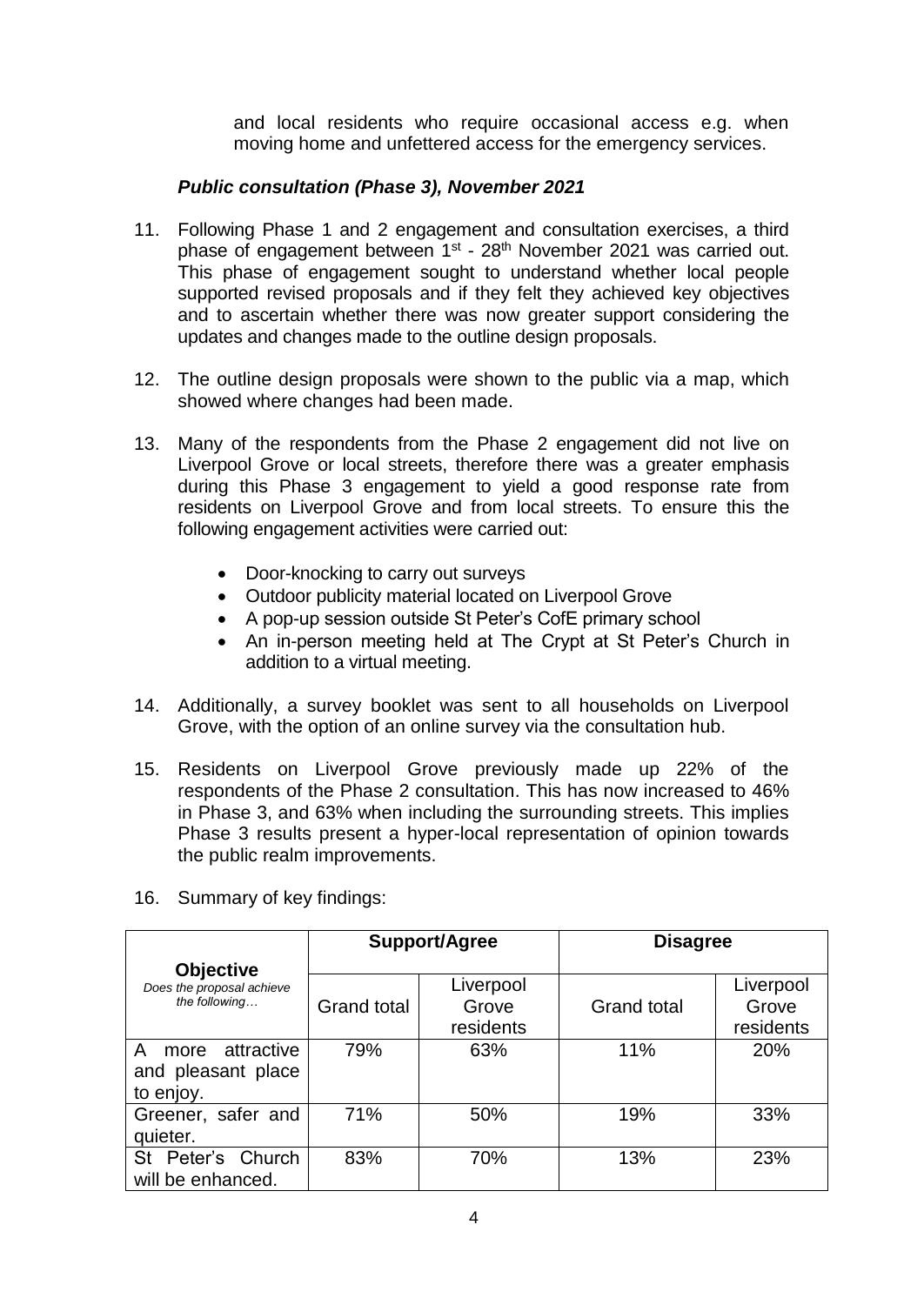and local residents who require occasional access e.g. when moving home and unfettered access for the emergency services.

### *Public consultation (Phase 3), November 2021*

11. Following Phase 1 and 2 engagement and consultation exercises, a third phase of engagement between 1st - 28th November 2021 was carried out. This phase of engagement sought to understand whether local people supported revised proposals and if they felt they achieved key objectives and to ascertain whether there was now greater support considering the updates and changes made to the outline design proposals.

12. The outline design proposals were shown to the public via a map, which showed where changes had been made.

13. Many of the respondents from the Phase 2 engagement did not live on Liverpool Grove or local streets, therefore there was a greater emphasis during this Phase 3 engagement to yield a good response rate from residents on Liverpool Grove and from local streets. To ensure this the following engagement activities were carried out:

    - Door-knocking to carry out surveys
    - Outdoor publicity material located on Liverpool Grove
    - A pop-up session outside St Peter's CofE primary school
    - An in-person meeting held at The Crypt at St Peter's Church in addition to a virtual meeting.

14. Additionally, a survey booklet was sent to all households on Liverpool Grove, with the option of an online survey via the consultation hub.

15. Residents on Liverpool Grove previously made up 22% of the respondents of the Phase 2 consultation. This has now increased to 46% in Phase 3, and 63% when including the surrounding streets. This implies Phase 3 results present a hyper-local representation of opinion towards the public realm improvements.

16. Summary of key findings:

| **Objective** *Does the proposal achieve the following…* | **Support/Agree** | | **Disagree** | |
|---|---|---|---|---|
| | Grand total | Liverpool Grove residents | Grand total | Liverpool Grove residents |
| A more attractive and pleasant place to enjoy. | 79% | 63% | 11% | 20% |
| Greener, safer and quieter. | 71% | 50% | 19% | 33% |
| St Peter's Church will be enhanced. | 83% | 70% | 13% | 23% |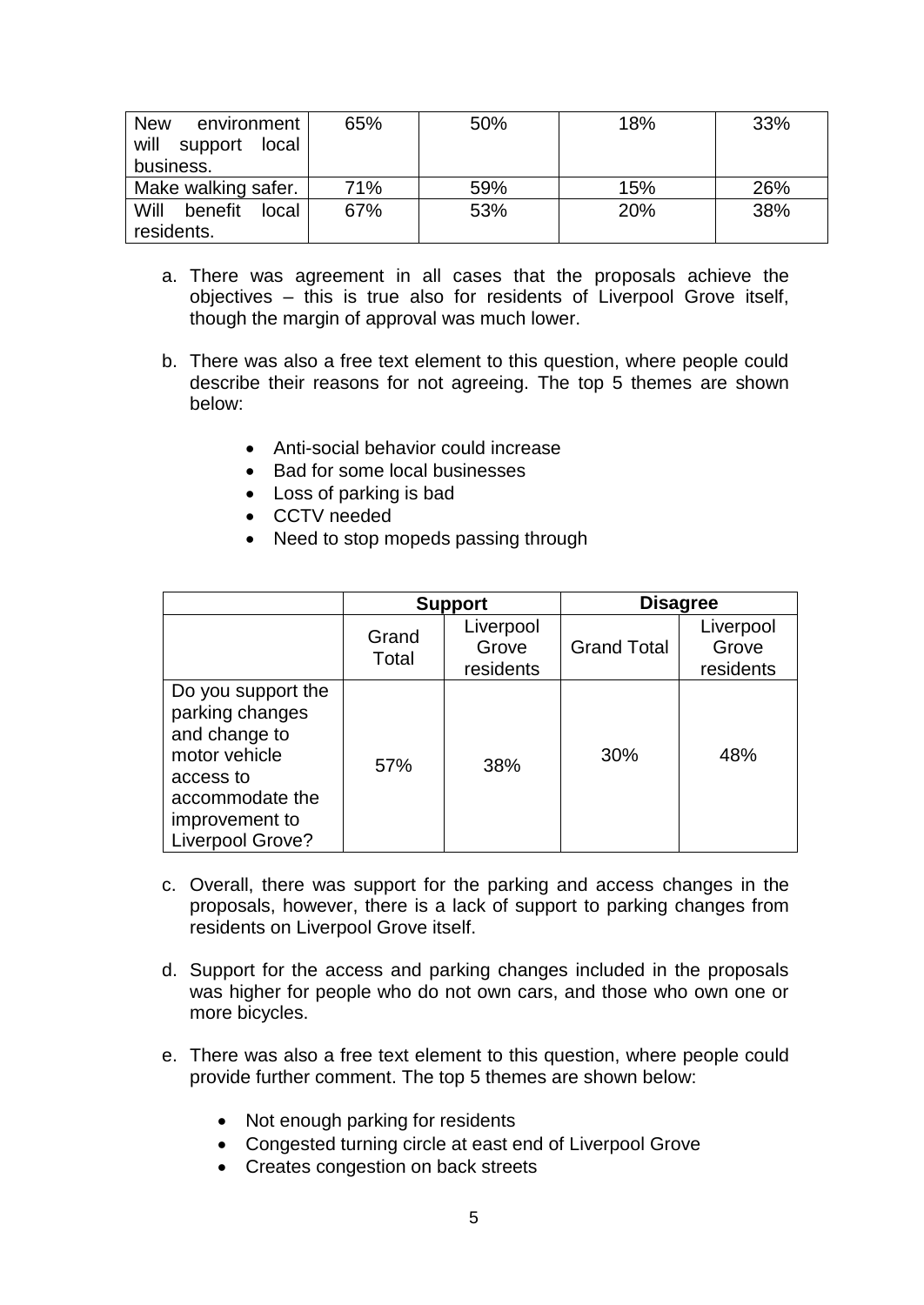| | | | | |
|---|---|---|---|---|
| New environment will support local business. | 65% | 50% | 18% | 33% |
| Make walking safer. | 71% | 59% | 15% | 26% |
| Will benefit local residents. | 67% | 53% | 20% | 38% |

a. There was agreement in all cases that the proposals achieve the objectives – this is true also for residents of Liverpool Grove itself, though the margin of approval was much lower.

b. There was also a free text element to this question, where people could describe their reasons for not agreeing. The top 5 themes are shown below:

   - Anti-social behavior could increase
   - Bad for some local businesses
   - Loss of parking is bad
   - CCTV needed
   - Need to stop mopeds passing through

| | Support | | Disagree | |
|---|---|---|---|---|
| | Grand Total | Liverpool Grove residents | Grand Total | Liverpool Grove residents |
| Do you support the parking changes and change to motor vehicle access to accommodate the improvement to Liverpool Grove? | 57% | 38% | 30% | 48% |

c. Overall, there was support for the parking and access changes in the proposals, however, there is a lack of support to parking changes from residents on Liverpool Grove itself.

d. Support for the access and parking changes included in the proposals was higher for people who do not own cars, and those who own one or more bicycles.

e. There was also a free text element to this question, where people could provide further comment. The top 5 themes are shown below:

   - Not enough parking for residents
   - Congested turning circle at east end of Liverpool Grove
   - Creates congestion on back streets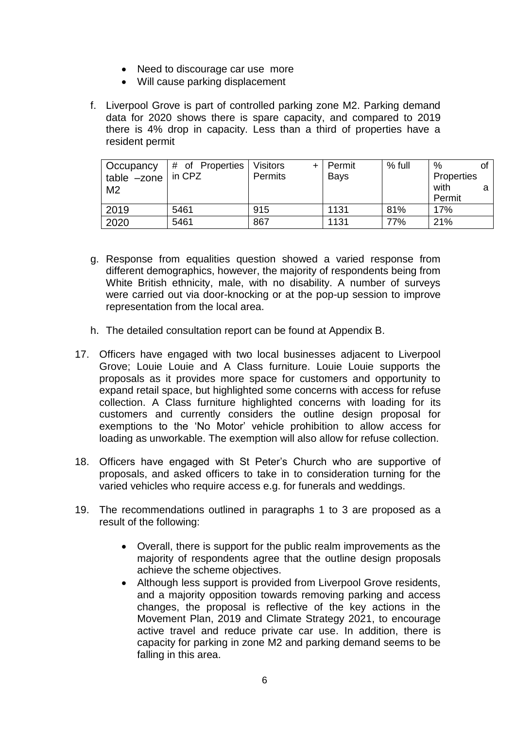- Need to discourage car use more
- Will cause parking displacement

f. Liverpool Grove is part of controlled parking zone M2. Parking demand data for 2020 shows there is spare capacity, and compared to 2019 there is 4% drop in capacity. Less than a third of properties have a resident permit

| Occupancy table –zone M2 | # of Properties in CPZ | Visitors + Permits | Permit Bays | % full | % of Properties with a Permit |
|---|---|---|---|---|---|
| 2019 | 5461 | 915 | 1131 | 81% | 17% |
| 2020 | 5461 | 867 | 1131 | 77% | 21% |

g. Response from equalities question showed a varied response from different demographics, however, the majority of respondents being from White British ethnicity, male, with no disability. A number of surveys were carried out via door-knocking or at the pop-up session to improve representation from the local area.

h. The detailed consultation report can be found at Appendix B.

17. Officers have engaged with two local businesses adjacent to Liverpool Grove; Louie Louie and A Class furniture. Louie Louie supports the proposals as it provides more space for customers and opportunity to expand retail space, but highlighted some concerns with access for refuse collection. A Class furniture highlighted concerns with loading for its customers and currently considers the outline design proposal for exemptions to the 'No Motor' vehicle prohibition to allow access for loading as unworkable. The exemption will also allow for refuse collection.

18. Officers have engaged with St Peter's Church who are supportive of proposals, and asked officers to take in to consideration turning for the varied vehicles who require access e.g. for funerals and weddings.

19. The recommendations outlined in paragraphs 1 to 3 are proposed as a result of the following:

    - Overall, there is support for the public realm improvements as the majority of respondents agree that the outline design proposals achieve the scheme objectives.
    - Although less support is provided from Liverpool Grove residents, and a majority opposition towards removing parking and access changes, the proposal is reflective of the key actions in the Movement Plan, 2019 and Climate Strategy 2021, to encourage active travel and reduce private car use. In addition, there is capacity for parking in zone M2 and parking demand seems to be falling in this area.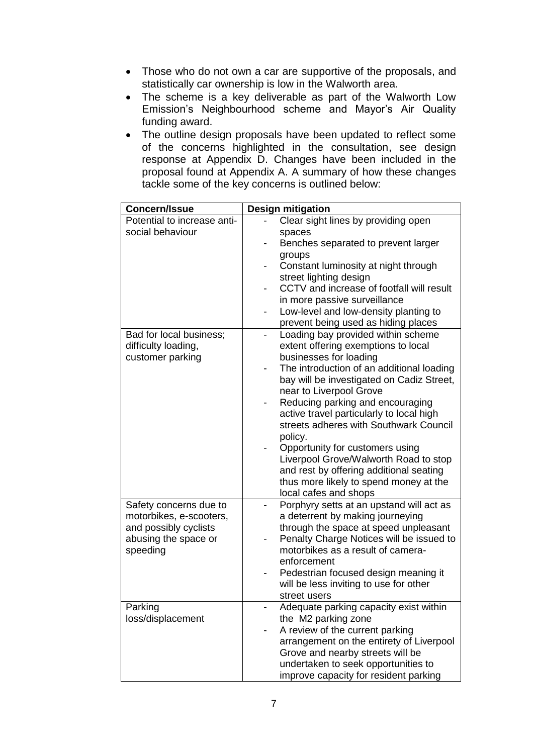- Those who do not own a car are supportive of the proposals, and statistically car ownership is low in the Walworth area.
- The scheme is a key deliverable as part of the Walworth Low Emission's Neighbourhood scheme and Mayor's Air Quality funding award.
- The outline design proposals have been updated to reflect some of the concerns highlighted in the consultation, see design response at Appendix D. Changes have been included in the proposal found at Appendix A. A summary of how these changes tackle some of the key concerns is outlined below:

| Concern/Issue | Design mitigation |
|---|---|
| Potential to increase anti-social behaviour | - Clear sight lines by providing open spaces<br>- Benches separated to prevent larger groups<br>- Constant luminosity at night through street lighting design<br>- CCTV and increase of footfall will result in more passive surveillance<br>- Low-level and low-density planting to prevent being used as hiding places |
| Bad for local business; difficulty loading, customer parking | - Loading bay provided within scheme extent offering exemptions to local businesses for loading<br>- The introduction of an additional loading bay will be investigated on Cadiz Street, near to Liverpool Grove<br>- Reducing parking and encouraging active travel particularly to local high streets adheres with Southwark Council policy.<br>- Opportunity for customers using Liverpool Grove/Walworth Road to stop and rest by offering additional seating thus more likely to spend money at the local cafes and shops |
| Safety concerns due to motorbikes, e-scooters, and possibly cyclists abusing the space or speeding | - Porphyry setts at an upstand will act as a deterrent by making journeying through the space at speed unpleasant<br>- Penalty Charge Notices will be issued to motorbikes as a result of camera-enforcement<br>- Pedestrian focused design meaning it will be less inviting to use for other street users |
| Parking loss/displacement | - Adequate parking capacity exist within the M2 parking zone<br>- A review of the current parking arrangement on the entirety of Liverpool Grove and nearby streets will be undertaken to seek opportunities to improve capacity for resident parking |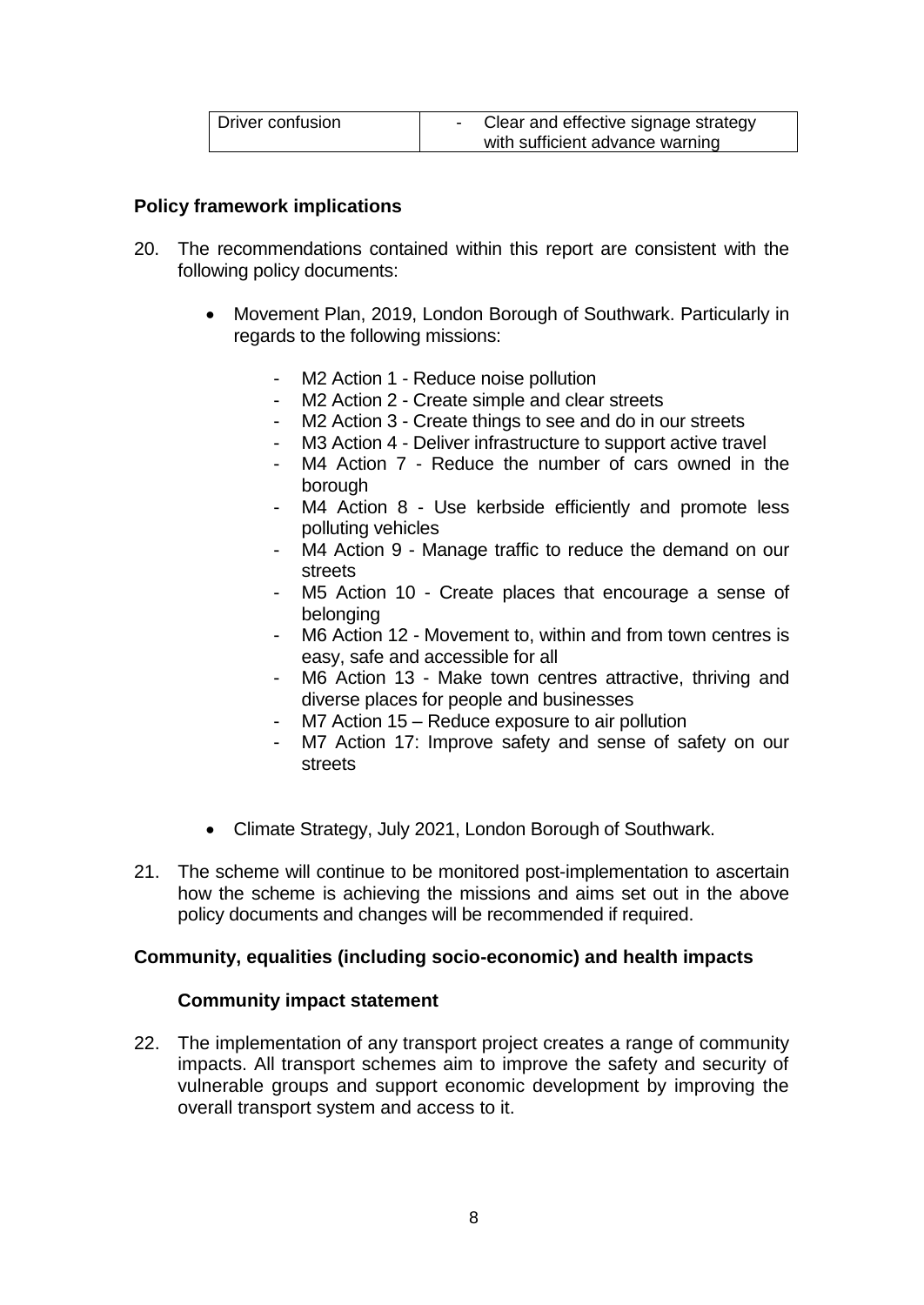| Driver confusion | - Clear and effective signage strategy with sufficient advance warning |
|---|---|

**Policy framework implications**

20. The recommendations contained within this report are consistent with the following policy documents:

    - Movement Plan, 2019, London Borough of Southwark. Particularly in regards to the following missions:

        - M2 Action 1 - Reduce noise pollution
        - M2 Action 2 - Create simple and clear streets
        - M2 Action 3 - Create things to see and do in our streets
        - M3 Action 4 - Deliver infrastructure to support active travel
        - M4 Action 7 - Reduce the number of cars owned in the borough
        - M4 Action 8 - Use kerbside efficiently and promote less polluting vehicles
        - M4 Action 9 - Manage traffic to reduce the demand on our streets
        - M5 Action 10 - Create places that encourage a sense of belonging
        - M6 Action 12 - Movement to, within and from town centres is easy, safe and accessible for all
        - M6 Action 13 - Make town centres attractive, thriving and diverse places for people and businesses
        - M7 Action 15 – Reduce exposure to air pollution
        - M7 Action 17: Improve safety and sense of safety on our streets

    - Climate Strategy, July 2021, London Borough of Southwark.

21. The scheme will continue to be monitored post-implementation to ascertain how the scheme is achieving the missions and aims set out in the above policy documents and changes will be recommended if required.

**Community, equalities (including socio-economic) and health impacts**

**Community impact statement**

22. The implementation of any transport project creates a range of community impacts. All transport schemes aim to improve the safety and security of vulnerable groups and support economic development by improving the overall transport system and access to it.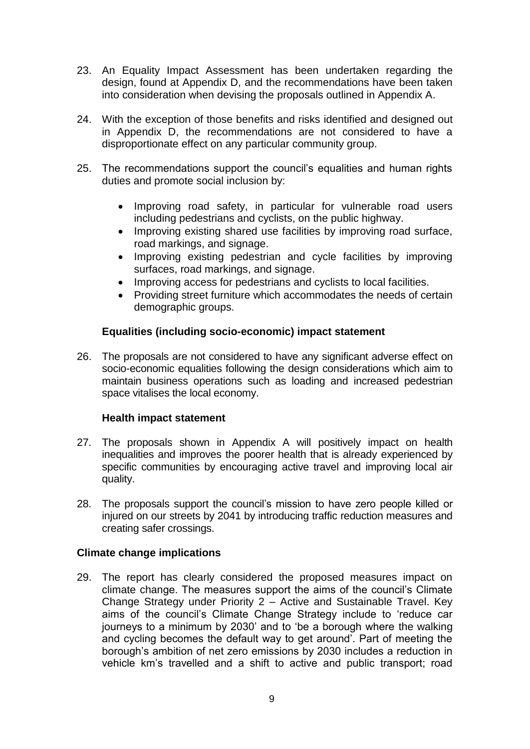23. An Equality Impact Assessment has been undertaken regarding the design, found at Appendix D, and the recommendations have been taken into consideration when devising the proposals outlined in Appendix A.

24. With the exception of those benefits and risks identified and designed out in Appendix D, the recommendations are not considered to have a disproportionate effect on any particular community group.

25. The recommendations support the council's equalities and human rights duties and promote social inclusion by:

    - Improving road safety, in particular for vulnerable road users including pedestrians and cyclists, on the public highway.
    - Improving existing shared use facilities by improving road surface, road markings, and signage.
    - Improving existing pedestrian and cycle facilities by improving surfaces, road markings, and signage.
    - Improving access for pedestrians and cyclists to local facilities.
    - Providing street furniture which accommodates the needs of certain demographic groups.

### Equalities (including socio-economic) impact statement

26. The proposals are not considered to have any significant adverse effect on socio-economic equalities following the design considerations which aim to maintain business operations such as loading and increased pedestrian space vitalises the local economy.

### Health impact statement

27. The proposals shown in Appendix A will positively impact on health inequalities and improves the poorer health that is already experienced by specific communities by encouraging active travel and improving local air quality.

28. The proposals support the council's mission to have zero people killed or injured on our streets by 2041 by introducing traffic reduction measures and creating safer crossings.

## Climate change implications

29. The report has clearly considered the proposed measures impact on climate change. The measures support the aims of the council's Climate Change Strategy under Priority 2 – Active and Sustainable Travel. Key aims of the council's Climate Change Strategy include to 'reduce car journeys to a minimum by 2030' and to 'be a borough where the walking and cycling becomes the default way to get around'. Part of meeting the borough's ambition of net zero emissions by 2030 includes a reduction in vehicle km's travelled and a shift to active and public transport; road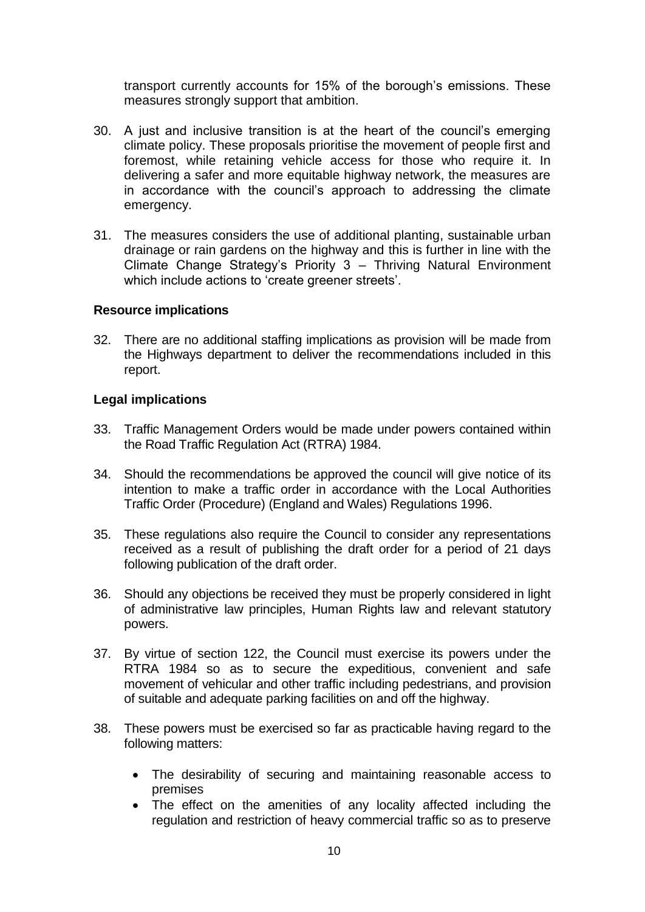transport currently accounts for 15% of the borough's emissions. These measures strongly support that ambition.

30. A just and inclusive transition is at the heart of the council's emerging climate policy. These proposals prioritise the movement of people first and foremost, while retaining vehicle access for those who require it. In delivering a safer and more equitable highway network, the measures are in accordance with the council's approach to addressing the climate emergency.

31. The measures considers the use of additional planting, sustainable urban drainage or rain gardens on the highway and this is further in line with the Climate Change Strategy's Priority 3 – Thriving Natural Environment which include actions to 'create greener streets'.

**Resource implications**

32. There are no additional staffing implications as provision will be made from the Highways department to deliver the recommendations included in this report.

**Legal implications**

33. Traffic Management Orders would be made under powers contained within the Road Traffic Regulation Act (RTRA) 1984.

34. Should the recommendations be approved the council will give notice of its intention to make a traffic order in accordance with the Local Authorities Traffic Order (Procedure) (England and Wales) Regulations 1996.

35. These regulations also require the Council to consider any representations received as a result of publishing the draft order for a period of 21 days following publication of the draft order.

36. Should any objections be received they must be properly considered in light of administrative law principles, Human Rights law and relevant statutory powers.

37. By virtue of section 122, the Council must exercise its powers under the RTRA 1984 so as to secure the expeditious, convenient and safe movement of vehicular and other traffic including pedestrians, and provision of suitable and adequate parking facilities on and off the highway.

38. These powers must be exercised so far as practicable having regard to the following matters:

    - The desirability of securing and maintaining reasonable access to premises
    - The effect on the amenities of any locality affected including the regulation and restriction of heavy commercial traffic so as to preserve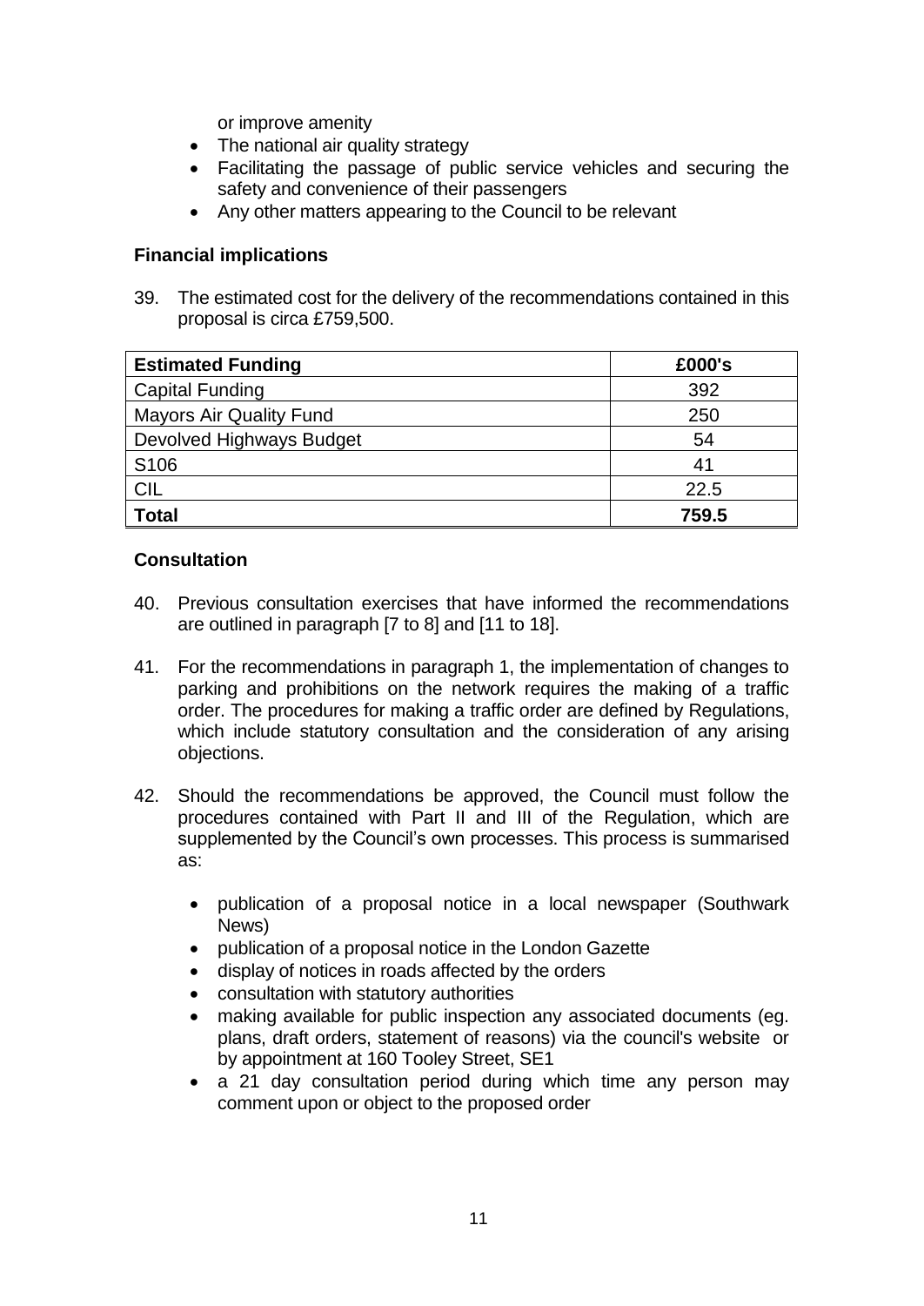or improve amenity

- The national air quality strategy
- Facilitating the passage of public service vehicles and securing the safety and convenience of their passengers
- Any other matters appearing to the Council to be relevant

**Financial implications**

39. The estimated cost for the delivery of the recommendations contained in this proposal is circa £759,500.

| **Estimated Funding** | **£000's** |
|---|---|
| Capital Funding | 392 |
| Mayors Air Quality Fund | 250 |
| Devolved Highways Budget | 54 |
| S106 | 41 |
| CIL | 22.5 |
| **Total** | **759.5** |

**Consultation**

40. Previous consultation exercises that have informed the recommendations are outlined in paragraph [7 to 8] and [11 to 18].

41. For the recommendations in paragraph 1, the implementation of changes to parking and prohibitions on the network requires the making of a traffic order. The procedures for making a traffic order are defined by Regulations, which include statutory consultation and the consideration of any arising objections.

42. Should the recommendations be approved, the Council must follow the procedures contained with Part II and III of the Regulation, which are supplemented by the Council's own processes. This process is summarised as:

    - publication of a proposal notice in a local newspaper (Southwark News)
    - publication of a proposal notice in the London Gazette
    - display of notices in roads affected by the orders
    - consultation with statutory authorities
    - making available for public inspection any associated documents (eg. plans, draft orders, statement of reasons) via the council's website or by appointment at 160 Tooley Street, SE1
    - a 21 day consultation period during which time any person may comment upon or object to the proposed order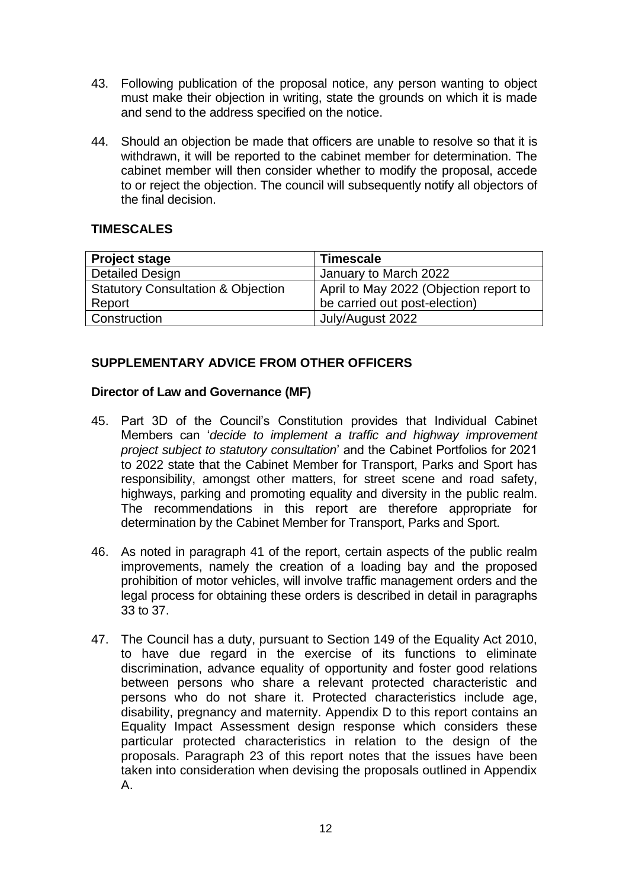43. Following publication of the proposal notice, any person wanting to object must make their objection in writing, state the grounds on which it is made and send to the address specified on the notice.

44. Should an objection be made that officers are unable to resolve so that it is withdrawn, it will be reported to the cabinet member for determination. The cabinet member will then consider whether to modify the proposal, accede to or reject the objection. The council will subsequently notify all objectors of the final decision.

## TIMESCALES

| Project stage | Timescale |
|---|---|
| Detailed Design | January to March 2022 |
| Statutory Consultation & Objection Report | April to May 2022 (Objection report to be carried out post-election) |
| Construction | July/August 2022 |

## SUPPLEMENTARY ADVICE FROM OTHER OFFICERS

### Director of Law and Governance (MF)

45. Part 3D of the Council's Constitution provides that Individual Cabinet Members can '*decide to implement a traffic and highway improvement project subject to statutory consultation*' and the Cabinet Portfolios for 2021 to 2022 state that the Cabinet Member for Transport, Parks and Sport has responsibility, amongst other matters, for street scene and road safety, highways, parking and promoting equality and diversity in the public realm. The recommendations in this report are therefore appropriate for determination by the Cabinet Member for Transport, Parks and Sport.

46. As noted in paragraph 41 of the report, certain aspects of the public realm improvements, namely the creation of a loading bay and the proposed prohibition of motor vehicles, will involve traffic management orders and the legal process for obtaining these orders is described in detail in paragraphs 33 to 37.

47. The Council has a duty, pursuant to Section 149 of the Equality Act 2010, to have due regard in the exercise of its functions to eliminate discrimination, advance equality of opportunity and foster good relations between persons who share a relevant protected characteristic and persons who do not share it. Protected characteristics include age, disability, pregnancy and maternity. Appendix D to this report contains an Equality Impact Assessment design response which considers these particular protected characteristics in relation to the design of the proposals. Paragraph 23 of this report notes that the issues have been taken into consideration when devising the proposals outlined in Appendix A.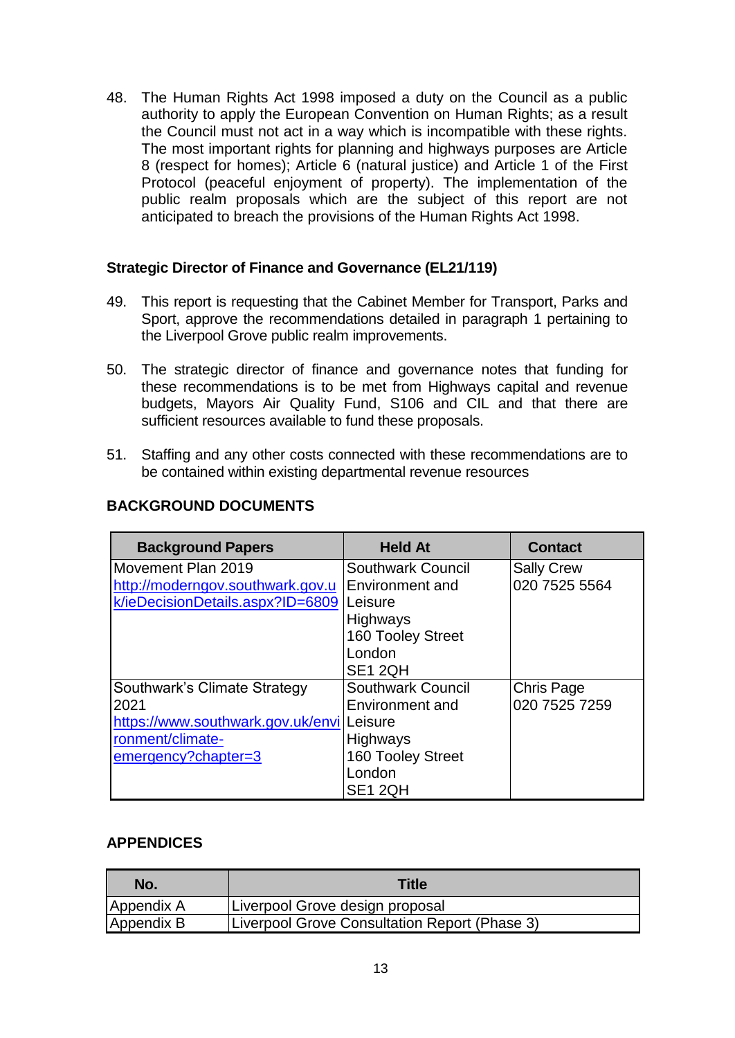48. The Human Rights Act 1998 imposed a duty on the Council as a public authority to apply the European Convention on Human Rights; as a result the Council must not act in a way which is incompatible with these rights. The most important rights for planning and highways purposes are Article 8 (respect for homes); Article 6 (natural justice) and Article 1 of the First Protocol (peaceful enjoyment of property). The implementation of the public realm proposals which are the subject of this report are not anticipated to breach the provisions of the Human Rights Act 1998.

**Strategic Director of Finance and Governance (EL21/119)**

49. This report is requesting that the Cabinet Member for Transport, Parks and Sport, approve the recommendations detailed in paragraph 1 pertaining to the Liverpool Grove public realm improvements.

50. The strategic director of finance and governance notes that funding for these recommendations is to be met from Highways capital and revenue budgets, Mayors Air Quality Fund, S106 and CIL and that there are sufficient resources available to fund these proposals.

51. Staffing and any other costs connected with these recommendations are to be contained within existing departmental revenue resources

## BACKGROUND DOCUMENTS

| Background Papers | Held At | Contact |
|---|---|---|
| Movement Plan 2019 http://moderngov.southwark.gov.uk/ieDecisionDetails.aspx?ID=6809 | Southwark Council Environment and Leisure Highways 160 Tooley Street London SE1 2QH | Sally Crew 020 7525 5564 |
| Southwark's Climate Strategy 2021 https://www.southwark.gov.uk/environment/climate-emergency?chapter=3 | Southwark Council Environment and Leisure Highways 160 Tooley Street London SE1 2QH | Chris Page 020 7525 7259 |

## APPENDICES

| No. | Title |
|---|---|
| Appendix A | Liverpool Grove design proposal |
| Appendix B | Liverpool Grove Consultation Report (Phase 3) |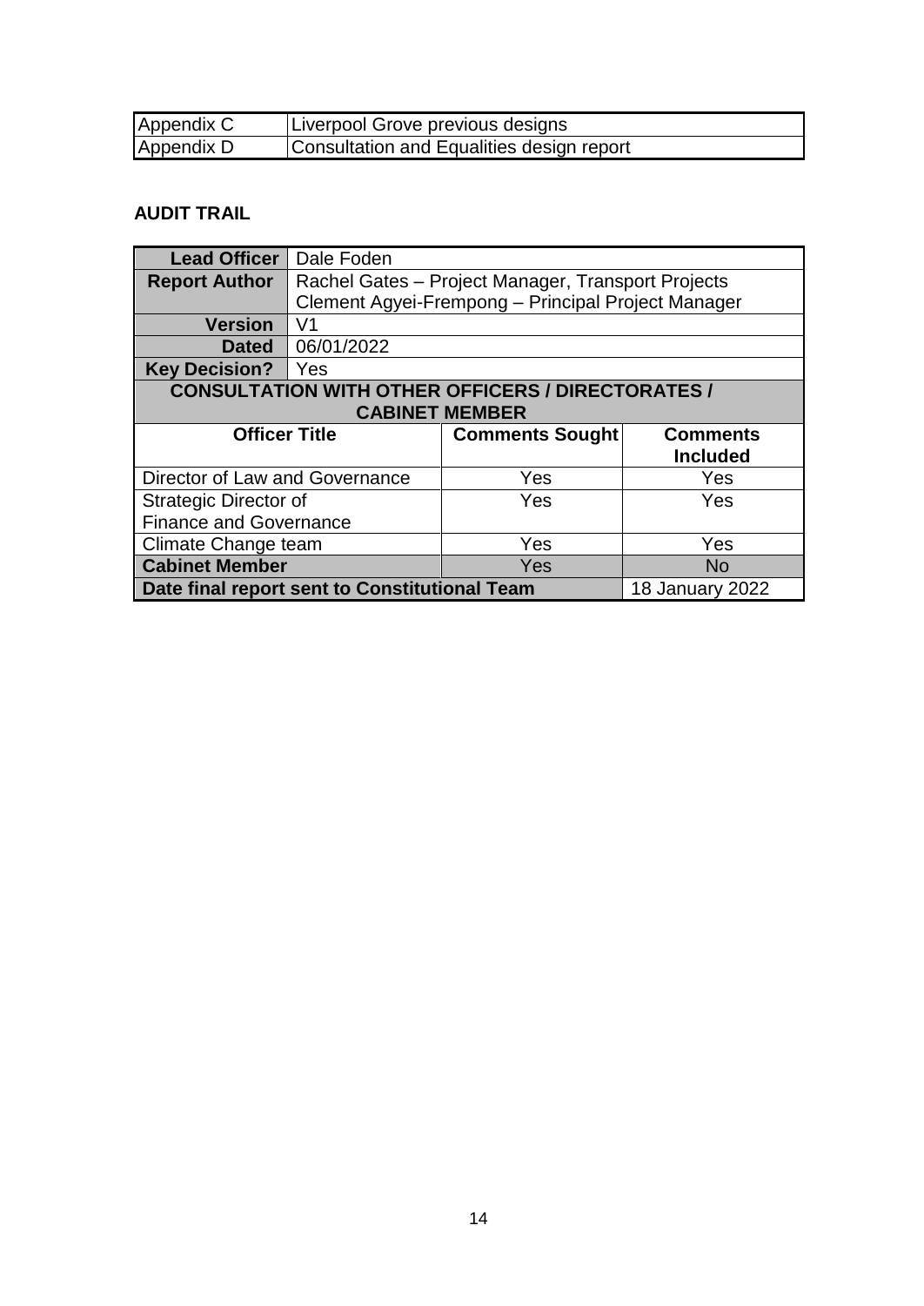| | |
|---|---|
| Appendix C | Liverpool Grove previous designs |
| Appendix D | Consultation and Equalities design report |

**AUDIT TRAIL**

| | | | |
|---|---|---|---|
| **Lead Officer** | Dale Foden | | |
| **Report Author** | Rachel Gates – Project Manager, Transport Projects<br>Clement Agyei-Frempong – Principal Project Manager | | |
| **Version** | V1 | | |
| **Dated** | 06/01/2022 | | |
| **Key Decision?** | Yes | | |
| **CONSULTATION WITH OTHER OFFICERS / DIRECTORATES / CABINET MEMBER** | | | |
| **Officer Title** | | **Comments Sought** | **Comments Included** |
| Director of Law and Governance | | Yes | Yes |
| Strategic Director of Finance and Governance | | Yes | Yes |
| Climate Change team | | Yes | Yes |
| **Cabinet Member** | | Yes | No |
| **Date final report sent to Constitutional Team** | | | 18 January 2022 |